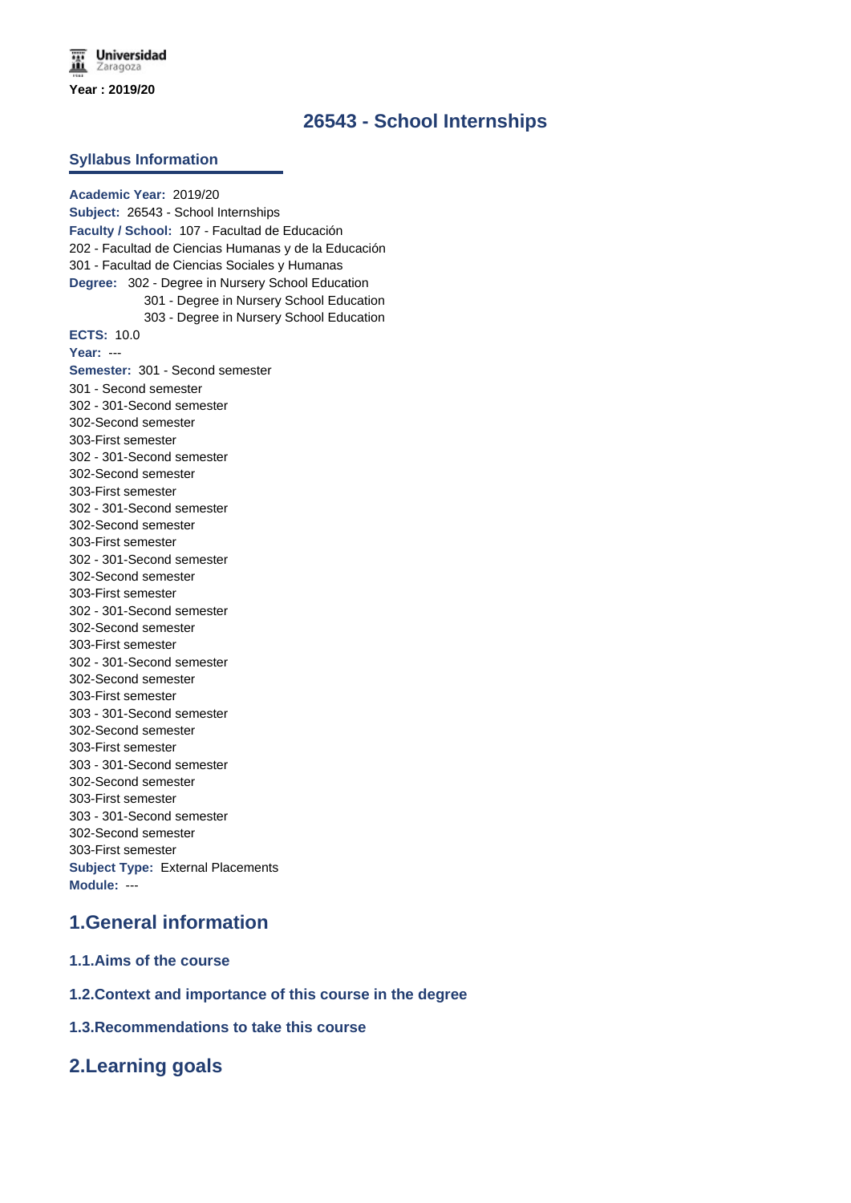Universidad Zaragoza

**Year : 2019/20**

# 26543 - School Internships

## Syllabus Information

**Academic Year:** 2019/20
**Subject:** 26543 - School Internships
**Faculty / School:** 107 - Facultad de Educación
202 - Facultad de Ciencias Humanas y de la Educación
301 - Facultad de Ciencias Sociales y Humanas
**Degree:** 302 - Degree in Nursery School Education
301 - Degree in Nursery School Education
303 - Degree in Nursery School Education
**ECTS:** 10.0
**Year:** ---
**Semester:** 301 - Second semester
301 - Second semester
302 - 301-Second semester
302-Second semester
303-First semester
302 - 301-Second semester
302-Second semester
303-First semester
302 - 301-Second semester
302-Second semester
303-First semester
302 - 301-Second semester
302-Second semester
303-First semester
302 - 301-Second semester
302-Second semester
303-First semester
302 - 301-Second semester
302-Second semester
303-First semester
303 - 301-Second semester
302-Second semester
303-First semester
303 - 301-Second semester
302-Second semester
303-First semester
303 - 301-Second semester
302-Second semester
303-First semester
**Subject Type:** External Placements
**Module:** ---

## 1.General information

### 1.1.Aims of the course

### 1.2.Context and importance of this course in the degree

### 1.3.Recommendations to take this course

## 2.Learning goals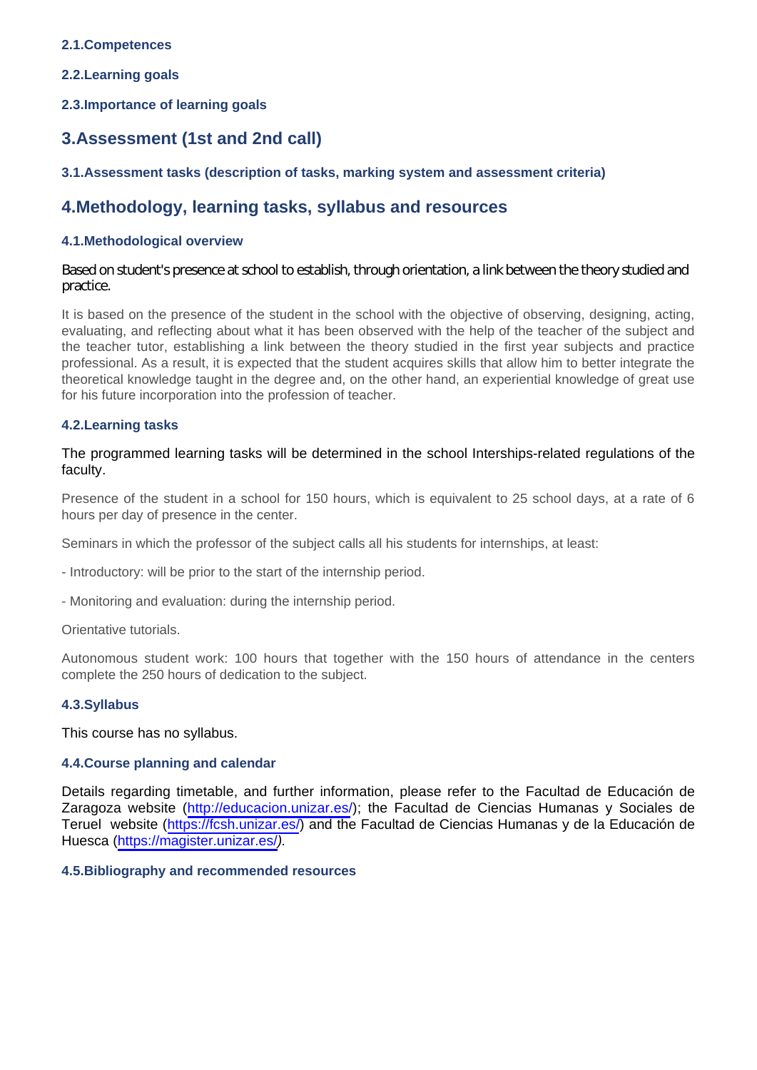### 2.1.Competences

### 2.2.Learning goals

### 2.3.Importance of learning goals

## 3.Assessment (1st and 2nd call)

### 3.1.Assessment tasks (description of tasks, marking system and assessment criteria)

## 4.Methodology, learning tasks, syllabus and resources

### 4.1.Methodological overview

Based on student's presence at school to establish, through orientation, a link between the theory studied and practice.

It is based on the presence of the student in the school with the objective of observing, designing, acting, evaluating, and reflecting about what it has been observed with the help of the teacher of the subject and the teacher tutor, establishing a link between the theory studied in the first year subjects and practice professional. As a result, it is expected that the student acquires skills that allow him to better integrate the theoretical knowledge taught in the degree and, on the other hand, an experiential knowledge of great use for his future incorporation into the profession of teacher.

### 4.2.Learning tasks

The programmed learning tasks will be determined in the school Interships-related regulations of the faculty.

Presence of the student in a school for 150 hours, which is equivalent to 25 school days, at a rate of 6 hours per day of presence in the center.

Seminars in which the professor of the subject calls all his students for internships, at least:

- Introductory: will be prior to the start of the internship period.

- Monitoring and evaluation: during the internship period.

Orientative tutorials.

Autonomous student work: 100 hours that together with the 150 hours of attendance in the centers complete the 250 hours of dedication to the subject.

### 4.3.Syllabus

This course has no syllabus.

### 4.4.Course planning and calendar

Details regarding timetable, and further information, please refer to the Facultad de Educación de Zaragoza website (http://educacion.unizar.es/); the Facultad de Ciencias Humanas y Sociales de Teruel website (https://fcsh.unizar.es/) and the Facultad de Ciencias Humanas y de la Educación de Huesca (https://magister.unizar.es/).

### 4.5.Bibliography and recommended resources